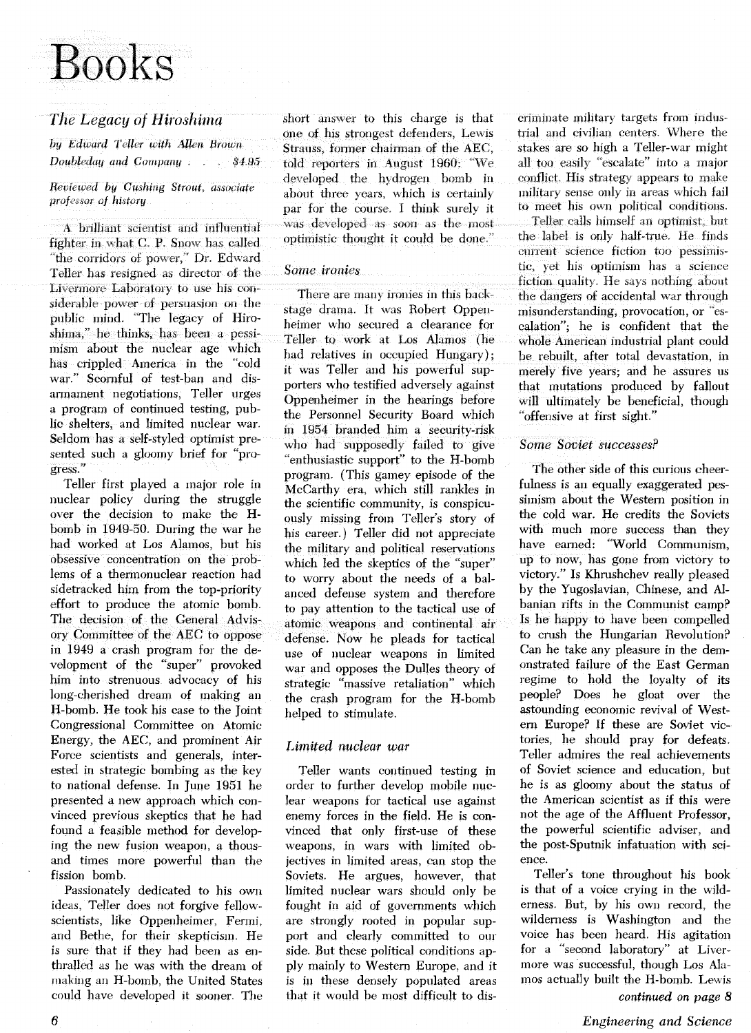# Books

## *The Legacy of Hiroshima*

*by Edward Teller with Allen Brown*
*Doubleday and Company . . . $4.95*

*Reviewed by Cushing Strout, associate professor of history*

A brilliant scientist and influential fighter in what C. P. Snow has called "the corridors of power," Dr. Edward Teller has resigned as director of the Livermore Laboratory to use his considerable power of persuasion on the public mind. "The legacy of Hiroshima," he thinks, has been a pessimism about the nuclear age which has crippled America in the "cold war." Scornful of test-ban and disarmament negotiations, Teller urges a program of continued testing, public shelters, and limited nuclear war. Seldom has a self-styled optimist presented such a gloomy brief for "progress."

Teller first played a major role in nuclear policy during the struggle over the decision to make the H-bomb in 1949-50. During the war he had worked at Los Alamos, but his obsessive concentration on the problems of a thermonuclear reaction had sidetracked him from the top-priority effort to produce the atomic bomb. The decision of the General Advisory Committee of the AEC to oppose in 1949 a crash program for the development of the "super" provoked him into strenuous advocacy of his long-cherished dream of making an H-bomb. He took his case to the Joint Congressional Committee on Atomic Energy, the AEC, and prominent Air Force scientists and generals, interested in strategic bombing as the key to national defense. In June 1951 he presented a new approach which convinced previous skeptics that he had found a feasible method for developing the new fusion weapon, a thousand times more powerful than the fission bomb.

Passionately dedicated to his own ideas, Teller does not forgive fellow-scientists, like Oppenheimer, Fermi, and Bethe, for their skepticism. He is sure that if they had been as enthralled as he was with the dream of making an H-bomb, the United States could have developed it sooner. The short answer to this charge is that one of his strongest defenders, Lewis Strauss, former chairman of the AEC, told reporters in August 1960: "We developed the hydrogen bomb in about three years, which is certainly par for the course. I think surely it was developed as soon as the most optimistic thought it could be done."

### *Some ironies*

There are many ironies in this backstage drama. It was Robert Oppenheimer who secured a clearance for Teller to work at Los Alamos (he had relatives in occupied Hungary); it was Teller and his powerful supporters who testified adversely against Oppenheimer in the hearings before the Personnel Security Board which in 1954 branded him a security-risk who had supposedly failed to give "enthusiastic support" to the H-bomb program. (This gamey episode of the McCarthy era, which still rankles in the scientific community, is conspicuously missing from Teller's story of his career.) Teller did not appreciate the military and political reservations which led the skeptics of the "super" to worry about the needs of a balanced defense system and therefore to pay attention to the tactical use of atomic weapons and continental air defense. Now he pleads for tactical use of nuclear weapons in limited war and opposes the Dulles theory of strategic "massive retaliation" which the crash program for the H-bomb helped to stimulate.

### *Limited nuclear war*

Teller wants continued testing in order to further develop mobile nuclear weapons for tactical use against enemy forces in the field. He is convinced that only first-use of these weapons, in wars with limited objectives in limited areas, can stop the Soviets. He argues, however, that limited nuclear wars should only be fought in aid of governments which are strongly rooted in popular support and clearly committed to our side. But these political conditions apply mainly to Western Europe, and it is in these densely populated areas that it would be most difficult to discriminate military targets from industrial and civilian centers. Where the stakes are so high a Teller-war might all too easily "escalate" into a major conflict. His strategy appears to make military sense only in areas which fail to meet his own political conditions.

Teller calls himself an optimist, but the label is only half-true. He finds current science fiction too pessimistic, yet his optimism has a science fiction quality. He says nothing about the dangers of accidental war through misunderstanding, provocation, or "escalation"; he is confident that the whole American industrial plant could be rebuilt, after total devastation, in merely five years; and he assures us that mutations produced by fallout will ultimately be beneficial, though "offensive at first sight."

### *Some Soviet successes?*

The other side of this curious cheerfulness is an equally exaggerated pessimism about the Western position in the cold war. He credits the Soviets with much more success than they have earned: "World Communism, up to now, has gone from victory to victory." Is Khrushchev really pleased by the Yugoslavian, Chinese, and Albanian rifts in the Communist camp? Is he happy to have been compelled to crush the Hungarian Revolution? Can he take any pleasure in the demonstrated failure of the East German regime to hold the loyalty of its people? Does he gloat over the astounding economic revival of Western Europe? If these are Soviet victories, he should pray for defeats. Teller admires the real achievements of Soviet science and education, but he is as gloomy about the status of the American scientist as if this were not the age of the Affluent Professor, the powerful scientific adviser, and the post-Sputnik infatuation with science.

Teller's tone throughout his book is that of a voice crying in the wilderness. But, by his own record, the wilderness is Washington and the voice has been heard. His agitation for a "second laboratory" at Livermore was successful, though Los Alamos actually built the H-bomb. Lewis

*continued on page 8*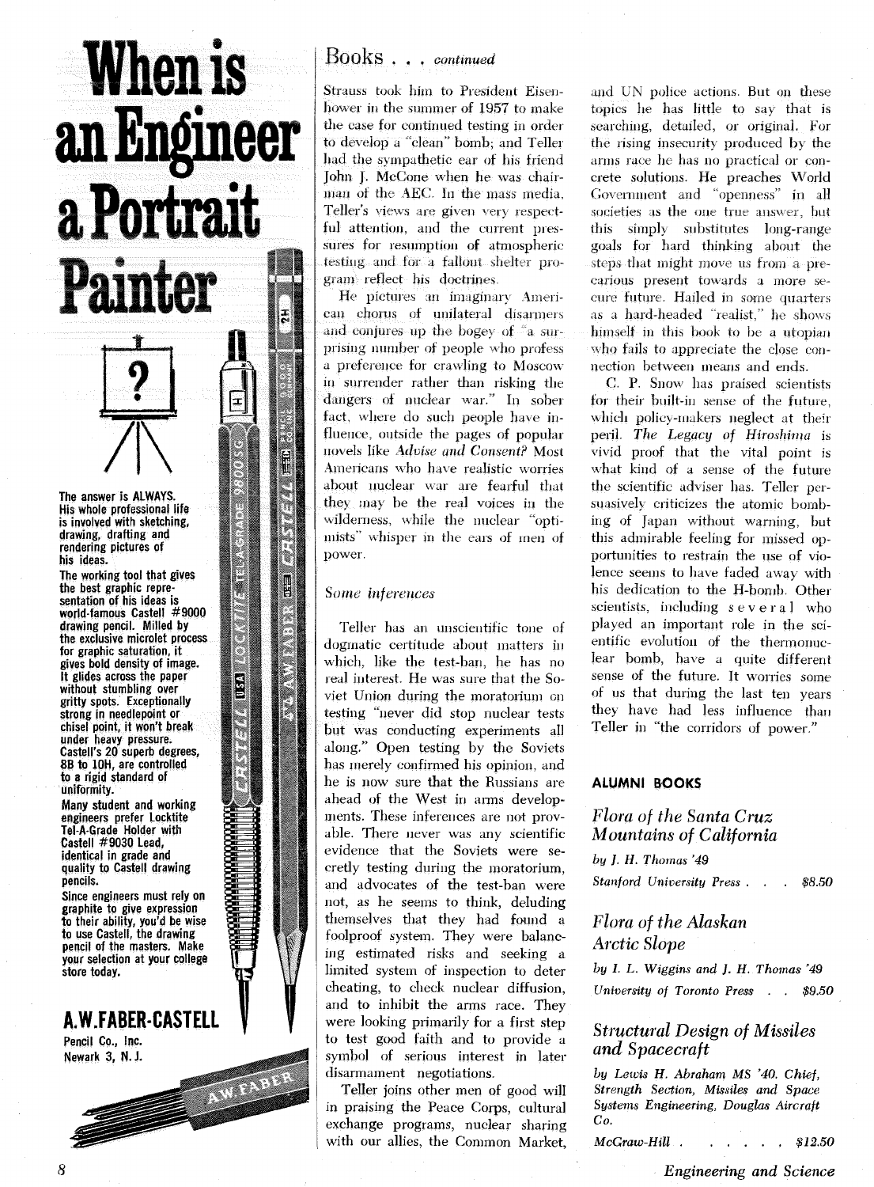# When is an Engineer a Portrait Painter

?

**The answer is ALWAYS.**
**His whole professional life is involved with sketching, drawing, drafting and rendering pictures of his ideas.**
**The working tool that gives the best graphic representation of his ideas is world-famous Castell #9000 drawing pencil. Milled by the exclusive microlet process for graphic saturation, it gives bold density of image. It glides across the paper without stumbling over gritty spots. Exceptionally strong in needlepoint or chisel point, it won't break under heavy pressure. Castell's 20 superb degrees, 8B to 10H, are controlled to a rigid standard of uniformity.**
**Many student and working engineers prefer Locktite Tel-A-Grade Holder with Castell #9030 Lead, identical in grade and quality to Castell drawing pencils.**
**Since engineers must rely on graphite to give expression to their ability, you'd be wise to use Castell, the drawing pencil of the masters. Make your selection at your college store today.**

**A.W.FABER-CASTELL**
**Pencil Co., Inc.**
**Newark 3, N. J.**

## Books . . . *continued*

Strauss took him to President Eisenhower in the summer of 1957 to make the case for continued testing in order to develop a "clean" bomb; and Teller had the sympathetic ear of his friend John J. McCone when he was chairman of the AEC. In the mass media, Teller's views are given very respectful attention, and the current pressures for resumption of atmospheric testing and for a fallout shelter program reflect his doctrines.

He pictures an imaginary American chorus of unilateral disarmers and conjures up the bogey of "a surprising number of people who profess a preference for crawling to Moscow in surrender rather than risking the dangers of nuclear war." In sober fact, where do such people have influence, outside the pages of popular novels like *Advise and Consent?* Most Americans who have realistic worries about nuclear war are fearful that they may be the real voices in the wilderness, while the nuclear "optimists" whisper in the ears of men of power.

### *Some inferences*

Teller has an unscientific tone of dogmatic certitude about matters in which, like the test-ban, he has no real interest. He was sure that the Soviet Union during the moratorium on testing "never did stop nuclear tests but was conducting experiments all along." Open testing by the Soviets has merely confirmed his opinion, and he is now sure that the Russians are ahead of the West in arms developments. These inferences are not provable. There never was any scientific evidence that the Soviets were secretly testing during the moratorium, and advocates of the test-ban were not, as he seems to think, deluding themselves that they had found a foolproof system. They were balancing estimated risks and seeking a limited system of inspection to deter cheating, to check nuclear diffusion, and to inhibit the arms race. They were looking primarily for a first step to test good faith and to provide a symbol of serious interest in later disarmament negotiations.

Teller joins other men of good will in praising the Peace Corps, cultural exchange programs, nuclear sharing with our allies, the Common Market, and UN police actions. But on these topics he has little to say that is searching, detailed, or original. For the rising insecurity produced by the arms race he has no practical or concrete solutions. He preaches World Government and "openness" in all societies as the one true answer, but this simply substitutes long-range goals for hard thinking about the steps that might move us from a precarious present towards a more secure future. Hailed in some quarters as a hard-headed "realist," he shows himself in this book to be a utopian who fails to appreciate the close connection between means and ends.

C. P. Snow has praised scientists for their built-in sense of the future, which policy-makers neglect at their peril. *The Legacy of Hiroshima* is vivid proof that the vital point is what kind of a sense of the future the scientific adviser has. Teller persuasively criticizes the atomic bombing of Japan without warning, but this admirable feeling for missed opportunities to restrain the use of violence seems to have faded away with his dedication to the H-bomb. Other scientists, including several who played an important role in the scientific evolution of the thermonuclear bomb, have a quite different sense of the future. It worries some of us that during the last ten years they have had less influence than Teller in "the corridors of power."

## ALUMNI BOOKS

### *Flora of the Santa Cruz Mountains of California*

*by J. H. Thomas '49*

*Stanford University Press . . . $8.50*

### *Flora of the Alaskan Arctic Slope*

*by I. L. Wiggins and J. H. Thomas '49*

*University of Toronto Press . . $9.50*

### *Structural Design of Missiles and Spacecraft*

*by Lewis H. Abraham MS '40. Chief, Strength Section, Missiles and Space Systems Engineering, Douglas Aircraft Co.*

*McGraw-Hill . . . . . . $12.50*